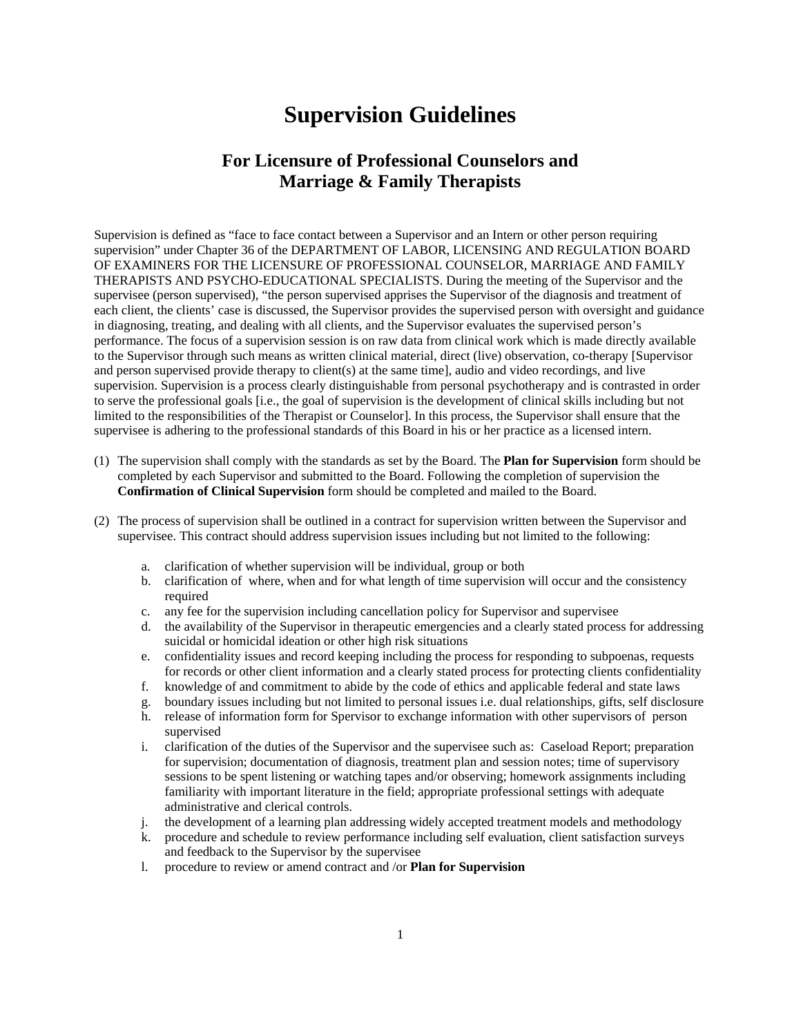# Supervision Guidelines

## For Licensure of Professional Counselors and Marriage & Family Therapists

Supervision is defined as "face to face contact between a Supervisor and an Intern or other person requiring supervision" under Chapter 36 of the DEPARTMENT OF LABOR, LICENSING AND REGULATION BOARD OF EXAMINERS FOR THE LICENSURE OF PROFESSIONAL COUNSELOR, MARRIAGE AND FAMILY THERAPISTS AND PSYCHO-EDUCATIONAL SPECIALISTS. During the meeting of the Supervisor and the supervisee (person supervised), "the person supervised apprises the Supervisor of the diagnosis and treatment of each client, the clients' case is discussed, the Supervisor provides the supervised person with oversight and guidance in diagnosing, treating, and dealing with all clients, and the Supervisor evaluates the supervised person's performance. The focus of a supervision session is on raw data from clinical work which is made directly available to the Supervisor through such means as written clinical material, direct (live) observation, co-therapy [Supervisor and person supervised provide therapy to client(s) at the same time], audio and video recordings, and live supervision. Supervision is a process clearly distinguishable from personal psychotherapy and is contrasted in order to serve the professional goals [i.e., the goal of supervision is the development of clinical skills including but not limited to the responsibilities of the Therapist or Counselor]. In this process, the Supervisor shall ensure that the supervisee is adhering to the professional standards of this Board in his or her practice as a licensed intern.

(1) The supervision shall comply with the standards as set by the Board. The **Plan for Supervision** form should be completed by each Supervisor and submitted to the Board. Following the completion of supervision the **Confirmation of Clinical Supervision** form should be completed and mailed to the Board.

(2) The process of supervision shall be outlined in a contract for supervision written between the Supervisor and supervisee. This contract should address supervision issues including but not limited to the following:

   a. clarification of whether supervision will be individual, group or both
   b. clarification of where, when and for what length of time supervision will occur and the consistency required
   c. any fee for the supervision including cancellation policy for Supervisor and supervisee
   d. the availability of the Supervisor in therapeutic emergencies and a clearly stated process for addressing suicidal or homicidal ideation or other high risk situations
   e. confidentiality issues and record keeping including the process for responding to subpoenas, requests for records or other client information and a clearly stated process for protecting clients confidentiality
   f. knowledge of and commitment to abide by the code of ethics and applicable federal and state laws
   g. boundary issues including but not limited to personal issues i.e. dual relationships, gifts, self disclosure
   h. release of information form for Spervisor to exchange information with other supervisors of person supervised
   i. clarification of the duties of the Supervisor and the supervisee such as: Caseload Report; preparation for supervision; documentation of diagnosis, treatment plan and session notes; time of supervisory sessions to be spent listening or watching tapes and/or observing; homework assignments including familiarity with important literature in the field; appropriate professional settings with adequate administrative and clerical controls.
   j. the development of a learning plan addressing widely accepted treatment models and methodology
   k. procedure and schedule to review performance including self evaluation, client satisfaction surveys and feedback to the Supervisor by the supervisee
   l. procedure to review or amend contract and /or **Plan for Supervision**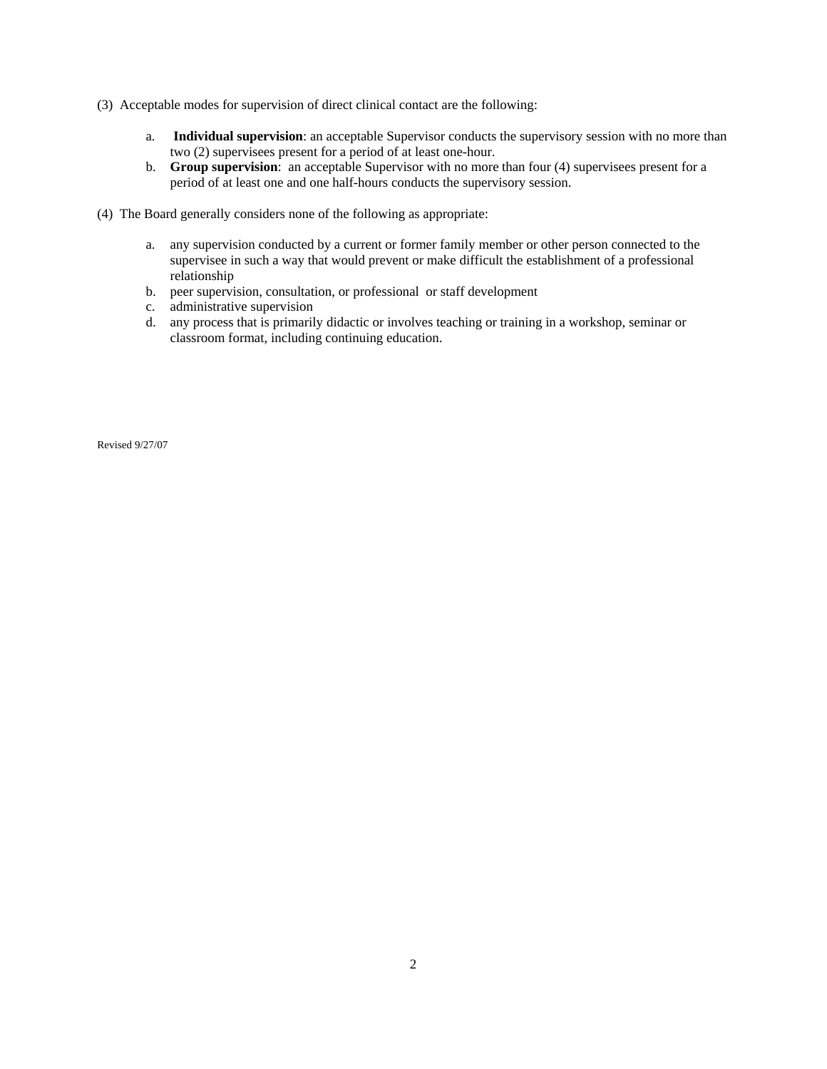(3) Acceptable modes for supervision of direct clinical contact are the following:

a. **Individual supervision**: an acceptable Supervisor conducts the supervisory session with no more than two (2) supervisees present for a period of at least one-hour.
b. **Group supervision**: an acceptable Supervisor with no more than four (4) supervisees present for a period of at least one and one half-hours conducts the supervisory session.

(4) The Board generally considers none of the following as appropriate:

a. any supervision conducted by a current or former family member or other person connected to the supervisee in such a way that would prevent or make difficult the establishment of a professional relationship
b. peer supervision, consultation, or professional or staff development
c. administrative supervision
d. any process that is primarily didactic or involves teaching or training in a workshop, seminar or classroom format, including continuing education.

Revised 9/27/07